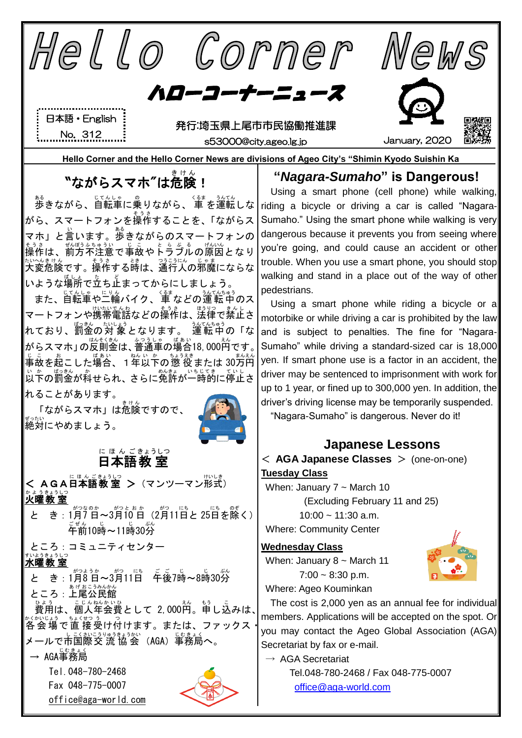# Hello Corner News

## ハローコーナーニュース

日本語・English
No. 312

発行:埼玉県上尾市市民協働推進課
s53000@city.ageo.lg.jp

January, 2020

Hello Corner and the Hello Corner News are divisions of Ageo City's "Shimin Kyodo Suishin Ka

## "ながらスマホ"は危険！

歩きながら、自転車に乗りながら、車を運転しながら、スマートフォンを操作することを、「ながらスマホ」と言います。歩きながらのスマートフォンの操作は、前方不注意で事故やトラブルの原因となり大変危険です。操作する時は、通行人の邪魔にならないような場所で立ち止まってからにしましょう。

また、自転車や二輪バイク、車などの運転中のスマートフォンや携帯電話などの操作は、法律で禁止されており、罰金の対象となります。運転中の「ながらスマホ」の反則金は、普通車の場合18,000円です。事故を起こした場合、１年以下の懲役または30万円以下の罰金が科せられ、さらに免許が一時的に停止されることがあります。

「ながらスマホ」は危険ですので、絶対にやめましょう。

## 日本語教室

＜ AGA日本語教室 ＞（マンツーマン形式）

**火曜教室**

とき：1月7日～3月10日（2月11日と25日を除く）
午前10時～11時30分

ところ：コミュニティセンター

**水曜教室**

とき：1月8日～3月11日　午後7時～8時30分

ところ：上尾公民館

費用は、個人年会費として 2,000円。申し込みは、各会場で直接受け付けます。または、ファックス・メールで市国際交流協会（AGA）事務局へ。

→ AGA事務局
Tel. 048-780-2468
Fax 048-775-0007
office@aga-world.com

## "*Nagara-Sumaho*" is Dangerous!

Using a smart phone (cell phone) while walking, riding a bicycle or driving a car is called "Nagara-Sumaho." Using the smart phone while walking is very dangerous because it prevents you from seeing where you're going, and could cause an accident or other trouble. When you use a smart phone, you should stop walking and stand in a place out of the way of other pedestrians.

Using a smart phone while riding a bicycle or a motorbike or while driving a car is prohibited by the law and is subject to penalties. The fine for "Nagara-Sumaho" while driving a standard-sized car is 18,000 yen. If smart phone use is a factor in an accident, the driver may be sentenced to imprisonment with work for up to 1 year, or fined up to 300,000 yen. In addition, the driver's driving license may be temporarily suspended.

"Nagara-Sumaho" is dangerous. Never do it!

## Japanese Lessons

＜ **AGA Japanese Classes** ＞ (one-on-one)

**Tuesday Class**

When: January 7 ~ March 10
(Excluding February 11 and 25)
10:00 ~ 11:30 a.m.

Where: Community Center

**Wednesday Class**

When: January 8 ~ March 11
7:00 ~ 8:30 p.m.

Where: Ageo Kouminkan

The cost is 2,000 yen as an annual fee for individual members. Applications will be accepted on the spot. Or you may contact the Ageo Global Association (AGA) Secretariat by fax or e-mail.

→ AGA Secretariat
Tel.048-780-2468 / Fax 048-775-0007
office@aga-world.com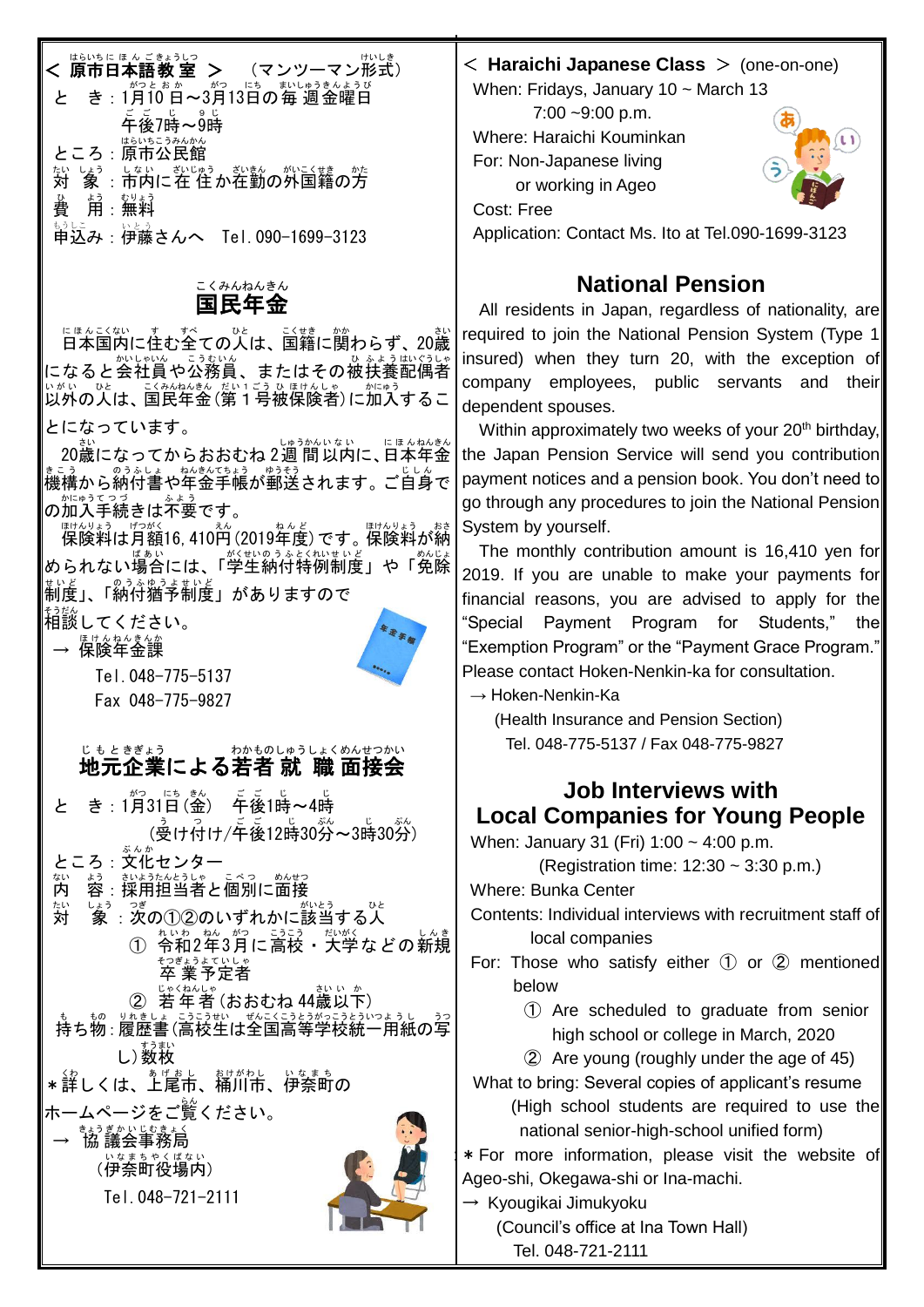## ＜ 原市日本語教室 ＞ （マンツーマン形式）

と　き：1月10日～3月13日の毎週金曜日
　　　　午後7時～9時
ところ：原市公民館
対　象：市内に在住か在勤の外国籍の方
費　用：無料
申込み：伊藤さんへ　Tel. 090-1699-3123

## ＜ Haraichi Japanese Class ＞ (one-on-one)

When: Fridays, January 10 ~ March 13
　　7:00 ~9:00 p.m.
Where: Haraichi Kouminkan
For: Non-Japanese living or working in Ageo
Cost: Free
Application: Contact Ms. Ito at Tel.090-1699-3123

## 国民年金

日本国内に住む全ての人は、国籍に関わらず、20歳になると会社員や公務員、またはその被扶養配偶者以外の人は、国民年金（第１号被保険者）に加入することになっています。

20歳になってからおおむね２週間以内に、日本年金機構から納付書や年金手帳が郵送されます。ご自身での加入手続きは不要です。

保険料は月額16,410円（2019年度）です。保険料が納められない場合には、「学生納付特例制度」や「免除制度」、「納付猶予制度」がありますので相談してください。

→ 保険年金課
　Tel. 048-775-5137
　Fax 048-775-9827

## National Pension

All residents in Japan, regardless of nationality, are required to join the National Pension System (Type 1 insured) when they turn 20, with the exception of company employees, public servants and their dependent spouses.

Within approximately two weeks of your 20th birthday, the Japan Pension Service will send you contribution payment notices and a pension book. You don't need to go through any procedures to join the National Pension System by yourself.

The monthly contribution amount is 16,410 yen for 2019. If you are unable to make your payments for financial reasons, you are advised to apply for the "Special Payment Program for Students," the "Exemption Program" or the "Payment Grace Program." Please contact Hoken-Nenkin-ka for consultation.

→ Hoken-Nenkin-Ka
　(Health Insurance and Pension Section)
　Tel. 048-775-5137 / Fax 048-775-9827

## 地元企業による若者就職面接会

と　き：1月31日（金）　午後1時～4時
　　　　（受け付け/午後12時30分～3時30分）
ところ：文化センター
内　容：採用担当者と個別に面接
対　象：次の①②のいずれかに該当する人
　① 令和2年3月に高校・大学などの新規卒業予定者
　② 若年者（おおむね44歳以下）
持ち物：履歴書（高校生は全国高等学校統一用紙の写し）数枚
＊詳しくは、上尾市、桶川市、伊奈町のホームページをご覧ください。
→ 協議会事務局
　（伊奈町役場内）
　Tel. 048-721-2111

## Job Interviews with Local Companies for Young People

When: January 31 (Fri) 1:00 ~ 4:00 p.m.
　(Registration time: 12:30 ~ 3:30 p.m.)
Where: Bunka Center
Contents: Individual interviews with recruitment staff of local companies
For: Those who satisfy either ① or ② mentioned below
　① Are scheduled to graduate from senior high school or college in March, 2020
　② Are young (roughly under the age of 45)
What to bring: Several copies of applicant's resume
　(High school students are required to use the national senior-high-school unified form)
＊For more information, please visit the website of Ageo-shi, Okegawa-shi or Ina-machi.
→ Kyougikai Jimukyoku
　(Council's office at Ina Town Hall)
　Tel. 048-721-2111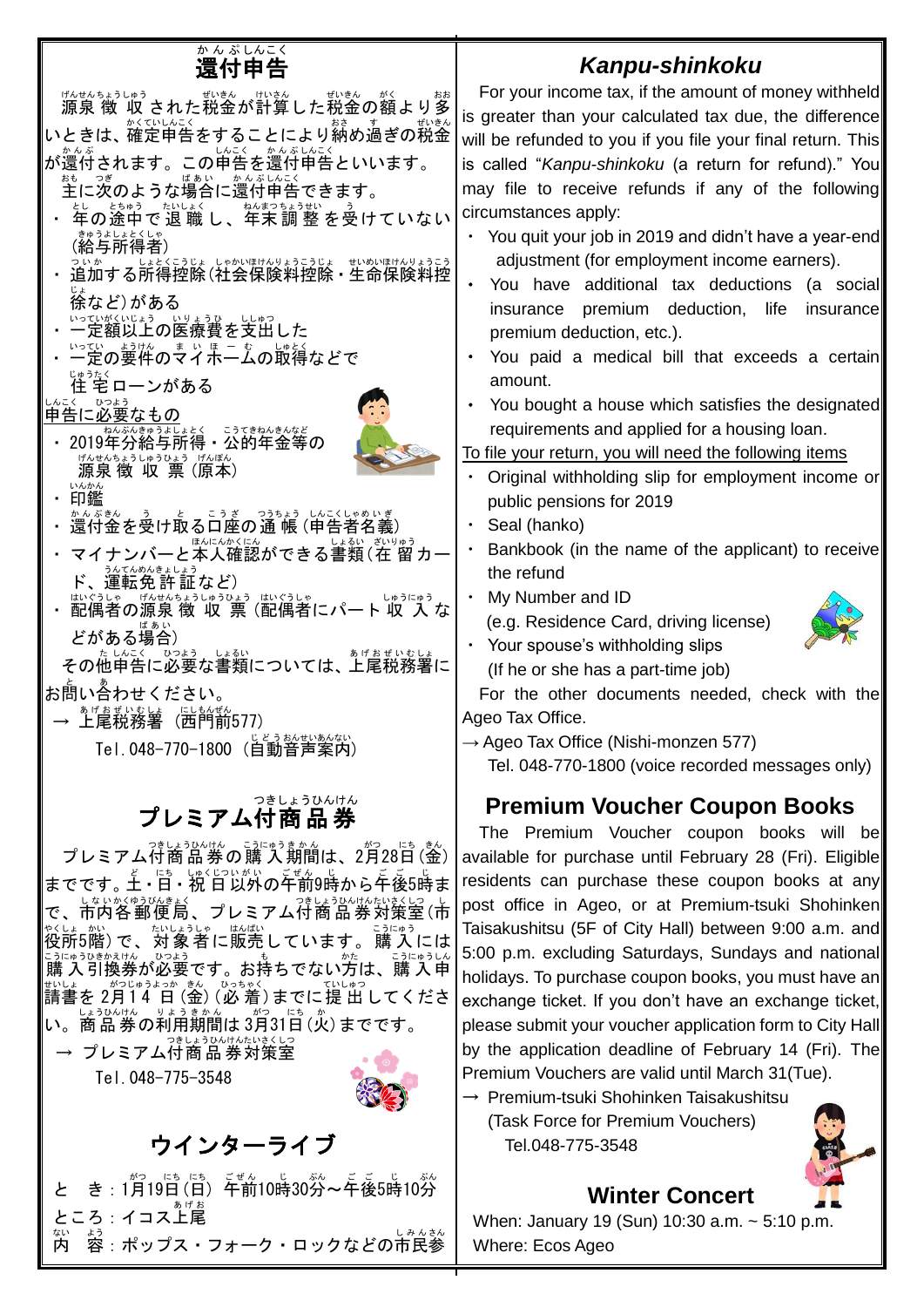## 還付申告

源泉徴収された税金が計算した税金の額より多いときは、確定申告をすることにより納め過ぎの税金が還付されます。この申告を還付申告といいます。

主に次のような場合に還付申告できます。

- 年の途中で退職し、年末調整を受けていない（給与所得者）
- 追加する所得控除（社会保険料控除・生命保険料控除など）がある
- 一定額以上の医療費を支出した
- 一定の要件のマイホームの取得などで住宅ローンがある

申告に必要なもの

- 2019年分給与所得・公的年金等の源泉徴収票（原本）
- 印鑑
- 還付金を受け取る口座の通帳（申告者名義）
- マイナンバーと本人確認ができる書類（在留カード、運転免許証など）
- 配偶者の源泉徴収票（配偶者にパート収入などがある場合）

その他申告に必要な書類については、上尾税務署にお問い合わせください。

→ 上尾税務署（西門前577）
Tel.048-770-1800（自動音声案内）

## プレミアム付商品券

プレミアム付商品券の購入期間は、2月28日（金）までです。土・日・祝日以外の午前9時から午後5時まで、市内各郵便局、プレミアム付商品券対策室（市役所5階）で、対象者に販売しています。購入には購入引換券が必要です。お持ちでない方は、購入申請書を2月14日（金）（必着）までに提出してください。商品券の利用期間は3月31日（火）までです。

→ プレミアム付商品券対策室
Tel.048-775-3548

## ウインターライブ

とき：1月19日（日）午前10時30分～午後5時10分
ところ：イコス上尾
内容：ポップス・フォーク・ロックなどの市民参

## *Kanpu-shinkoku*

For your income tax, if the amount of money withheld is greater than your calculated tax due, the difference will be refunded to you if you file your final return. This is called "*Kanpu-shinkoku* (a return for refund)." You may file to receive refunds if any of the following circumstances apply:

- You quit your job in 2019 and didn't have a year-end adjustment (for employment income earners).
- You have additional tax deductions (a social insurance premium deduction, life insurance premium deduction, etc.).
- You paid a medical bill that exceeds a certain amount.
- You bought a house which satisfies the designated requirements and applied for a housing loan.

To file your return, you will need the following items

- Original withholding slip for employment income or public pensions for 2019
- Seal (hanko)
- Bankbook (in the name of the applicant) to receive the refund
- My Number and ID (e.g. Residence Card, driving license)
- Your spouse's withholding slips (If he or she has a part-time job)

For the other documents needed, check with the Ageo Tax Office.

→ Ageo Tax Office (Nishi-monzen 577)
Tel. 048-770-1800 (voice recorded messages only)

## Premium Voucher Coupon Books

The Premium Voucher coupon books will be available for purchase until February 28 (Fri). Eligible residents can purchase these coupon books at any post office in Ageo, or at Premium-tsuki Shohinken Taisakushitsu (5F of City Hall) between 9:00 a.m. and 5:00 p.m. excluding Saturdays, Sundays and national holidays. To purchase coupon books, you must have an exchange ticket. If you don't have an exchange ticket, please submit your voucher application form to City Hall by the application deadline of February 14 (Fri). The Premium Vouchers are valid until March 31(Tue).

→ Premium-tsuki Shohinken Taisakushitsu
(Task Force for Premium Vouchers)
Tel.048-775-3548

## Winter Concert

When: January 19 (Sun) 10:30 a.m. ~ 5:10 p.m.
Where: Ecos Ageo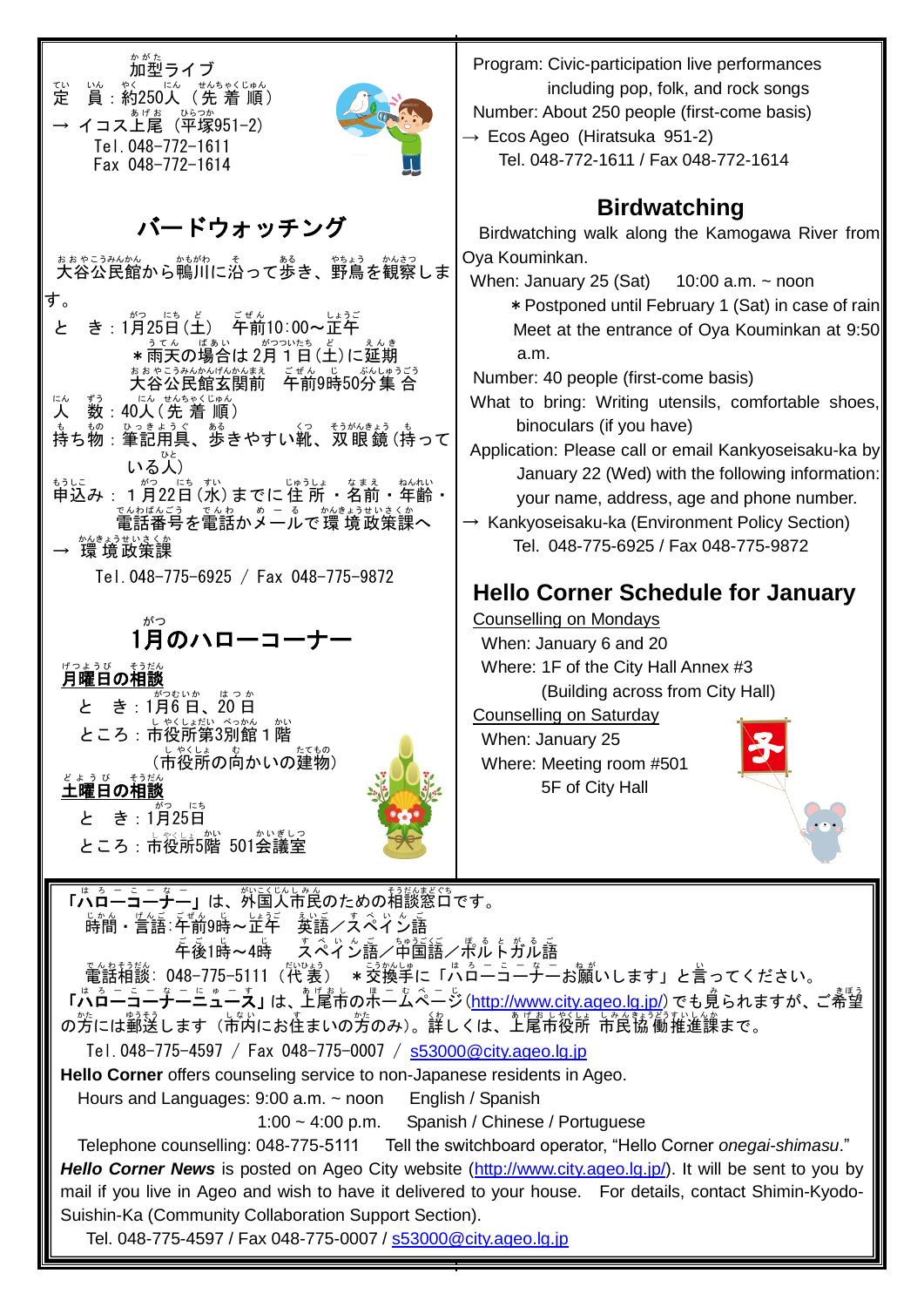加型ライブ
定　員：約250人（先着順）
→ イコス上尾（平塚951-2）
Tel. 048-772-1611
Fax 048-772-1614

## バードウォッチング

大谷公民館から鴨川に沿って歩き、野鳥を観察します。

と　き：1月25日（土）　午前10:00〜正午
＊雨天の場合は 2月１日(土)に延期
大谷公民館玄関前　午前9時50分集合

人　数：40人（先着順）

持ち物：筆記用具、歩きやすい靴、双眼鏡（持っている人）

申込み：１月22日(水)までに住所・名前・年齢・電話番号を電話かメールで環境政策課へ

→ 環境政策課
Tel. 048-775-6925 / Fax 048-775-9872

## 1月のハローコーナー

**月曜日の相談**

と　き：1月6日、20日
ところ：市役所第3別館１階
（市役所の向かいの建物）

**土曜日の相談**

と　き：1月25日
ところ：市役所5階 501会議室

Program: Civic-participation live performances including pop, folk, and rock songs
Number: About 250 people (first-come basis)
→ Ecos Ageo (Hiratsuka 951-2)
Tel. 048-772-1611 / Fax 048-772-1614

## Birdwatching

Birdwatching walk along the Kamogawa River from Oya Kouminkan.

When: January 25 (Sat)　10:00 a.m. ~ noon
＊Postponed until February 1 (Sat) in case of rain
Meet at the entrance of Oya Kouminkan at 9:50 a.m.

Number: 40 people (first-come basis)

What to bring: Writing utensils, comfortable shoes, binoculars (if you have)

Application: Please call or email Kankyoseisaku-ka by January 22 (Wed) with the following information: your name, address, age and phone number.

→ Kankyoseisaku-ka (Environment Policy Section)
Tel. 048-775-6925 / Fax 048-775-9872

## Hello Corner Schedule for January

Counselling on Mondays

When: January 6 and 20
Where: 1F of the City Hall Annex #3
(Building across from City Hall)

Counselling on Saturday

When: January 25
Where: Meeting room #501
5F of City Hall

「ハローコーナー」は、外国人市民のための相談窓口です。
時間・言語：午前9時〜正午　英語／スペイン語
午後1時〜4時　スペイン語／中国語／ポルトガル語
電話相談：048-775-5111（代表）　＊交換手に「ハローコーナーお願いします」と言ってください。
「ハローコーナーニュース」は、上尾市のホームページ(http://www.city.ageo.lg.jp/)でも見られますが、ご希望の方には郵送します（市内にお住まいの方のみ）。詳しくは、上尾市役所 市民協働推進課まで。
Tel. 048-775-4597 / Fax 048-775-0007 / s53000@city.ageo.lg.jp

**Hello Corner** offers counseling service to non-Japanese residents in Ageo.
Hours and Languages: 9:00 a.m. ~ noon　English / Spanish
1:00 ~ 4:00 p.m.　Spanish / Chinese / Portuguese
Telephone counselling: 048-775-5111　Tell the switchboard operator, "Hello Corner *onegai-shimasu*."
***Hello Corner News*** is posted on Ageo City website (http://www.city.ageo.lg.jp/). It will be sent to you by mail if you live in Ageo and wish to have it delivered to your house. For details, contact Shimin-Kyodo-Suishin-Ka (Community Collaboration Support Section).
Tel. 048-775-4597 / Fax 048-775-0007 / s53000@city.ageo.lg.jp